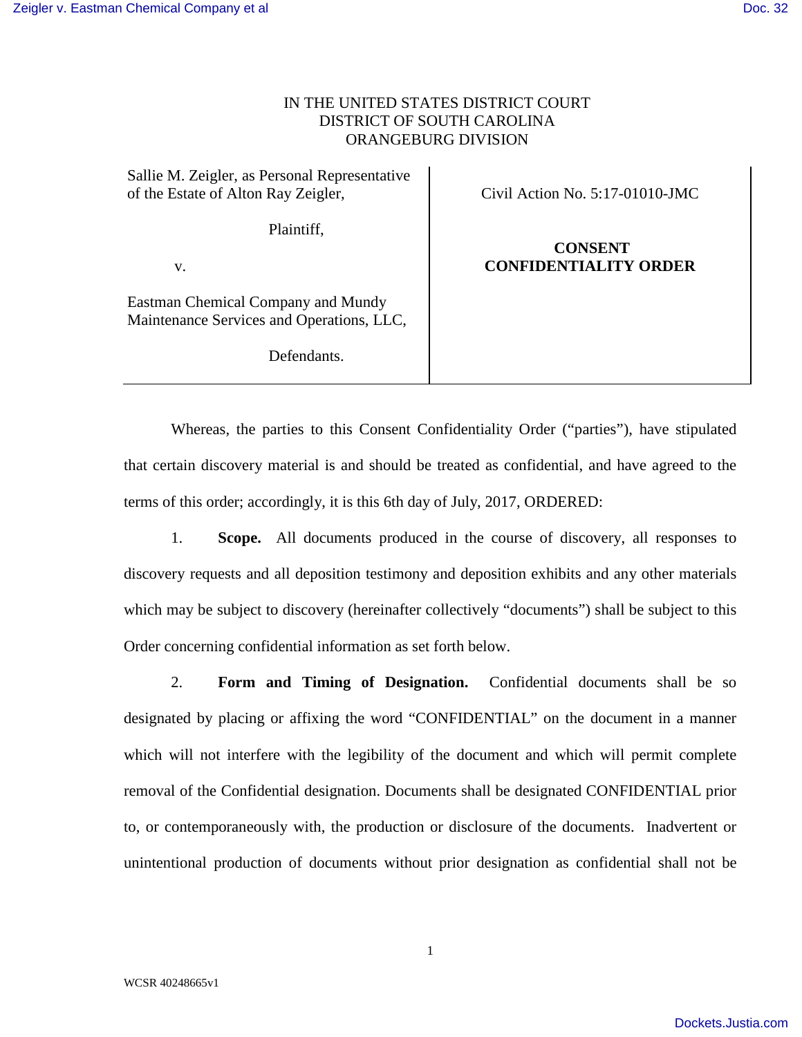IN THE UNITED STATES DISTRICT COURT
DISTRICT OF SOUTH CAROLINA
ORANGEBURG DIVISION

| | |
|---|---|
| Sallie M. Zeigler, as Personal Representative of the Estate of Alton Ray Zeigler,<br><br>Plaintiff,<br><br>v.<br><br>Eastman Chemical Company and Mundy Maintenance Services and Operations, LLC,<br><br>Defendants. | Civil Action No. 5:17-01010-JMC<br><br>**CONSENT CONFIDENTIALITY ORDER** |

Whereas, the parties to this Consent Confidentiality Order ("parties"), have stipulated that certain discovery material is and should be treated as confidential, and have agreed to the terms of this order; accordingly, it is this 6th day of July, 2017, ORDERED:

1. **Scope.** All documents produced in the course of discovery, all responses to discovery requests and all deposition testimony and deposition exhibits and any other materials which may be subject to discovery (hereinafter collectively "documents") shall be subject to this Order concerning confidential information as set forth below.

2. **Form and Timing of Designation.** Confidential documents shall be so designated by placing or affixing the word "CONFIDENTIAL" on the document in a manner which will not interfere with the legibility of the document and which will permit complete removal of the Confidential designation. Documents shall be designated CONFIDENTIAL prior to, or contemporaneously with, the production or disclosure of the documents. Inadvertent or unintentional production of documents without prior designation as confidential shall not be

WCSR 40248665v1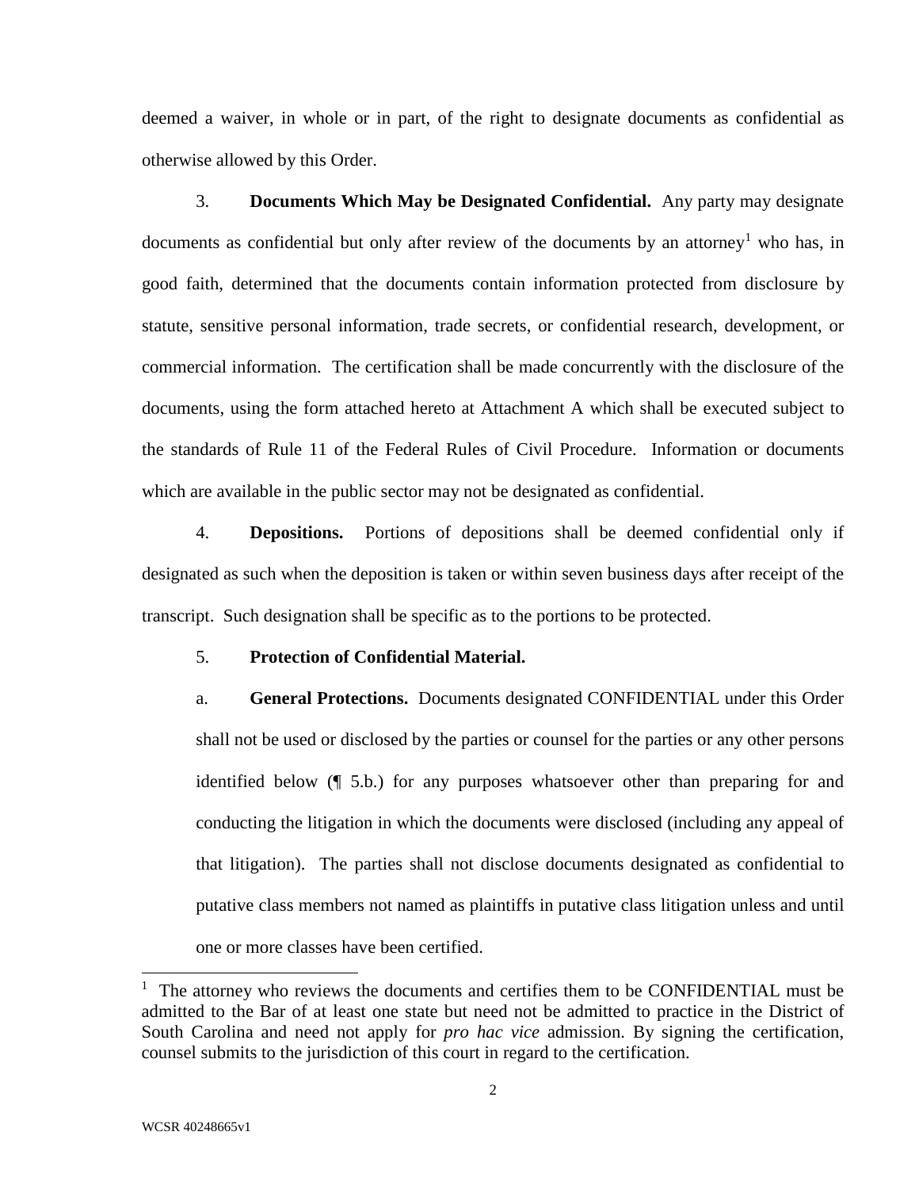deemed a waiver, in whole or in part, of the right to designate documents as confidential as otherwise allowed by this Order.

3. **Documents Which May be Designated Confidential.** Any party may designate documents as confidential but only after review of the documents by an attorney[1] who has, in good faith, determined that the documents contain information protected from disclosure by statute, sensitive personal information, trade secrets, or confidential research, development, or commercial information. The certification shall be made concurrently with the disclosure of the documents, using the form attached hereto at Attachment A which shall be executed subject to the standards of Rule 11 of the Federal Rules of Civil Procedure. Information or documents which are available in the public sector may not be designated as confidential.

4. **Depositions.** Portions of depositions shall be deemed confidential only if designated as such when the deposition is taken or within seven business days after receipt of the transcript. Such designation shall be specific as to the portions to be protected.

5. **Protection of Confidential Material.**

a. **General Protections.** Documents designated CONFIDENTIAL under this Order shall not be used or disclosed by the parties or counsel for the parties or any other persons identified below (¶ 5.b.) for any purposes whatsoever other than preparing for and conducting the litigation in which the documents were disclosed (including any appeal of that litigation). The parties shall not disclose documents designated as confidential to putative class members not named as plaintiffs in putative class litigation unless and until one or more classes have been certified.

[1] The attorney who reviews the documents and certifies them to be CONFIDENTIAL must be admitted to the Bar of at least one state but need not be admitted to practice in the District of South Carolina and need not apply for *pro hac vice* admission. By signing the certification, counsel submits to the jurisdiction of this court in regard to the certification.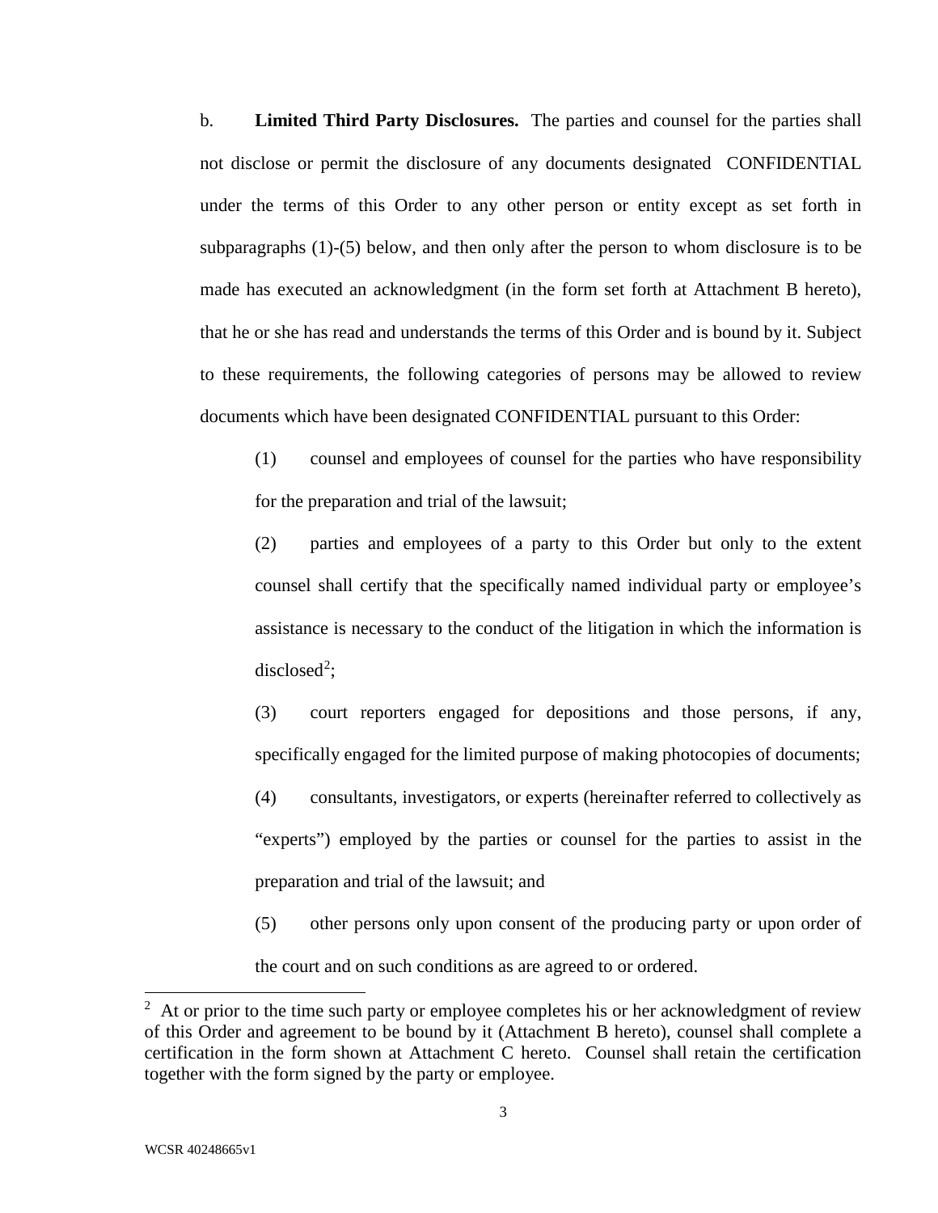b. **Limited Third Party Disclosures.** The parties and counsel for the parties shall not disclose or permit the disclosure of any documents designated CONFIDENTIAL under the terms of this Order to any other person or entity except as set forth in subparagraphs (1)-(5) below, and then only after the person to whom disclosure is to be made has executed an acknowledgment (in the form set forth at Attachment B hereto), that he or she has read and understands the terms of this Order and is bound by it. Subject to these requirements, the following categories of persons may be allowed to review documents which have been designated CONFIDENTIAL pursuant to this Order:

(1) counsel and employees of counsel for the parties who have responsibility for the preparation and trial of the lawsuit;

(2) parties and employees of a party to this Order but only to the extent counsel shall certify that the specifically named individual party or employee's assistance is necessary to the conduct of the litigation in which the information is disclosed[2];

(3) court reporters engaged for depositions and those persons, if any, specifically engaged for the limited purpose of making photocopies of documents;

(4) consultants, investigators, or experts (hereinafter referred to collectively as "experts") employed by the parties or counsel for the parties to assist in the preparation and trial of the lawsuit; and

(5) other persons only upon consent of the producing party or upon order of the court and on such conditions as are agreed to or ordered.

---

[2] At or prior to the time such party or employee completes his or her acknowledgment of review of this Order and agreement to be bound by it (Attachment B hereto), counsel shall complete a certification in the form shown at Attachment C hereto. Counsel shall retain the certification together with the form signed by the party or employee.

WCSR 40248665v1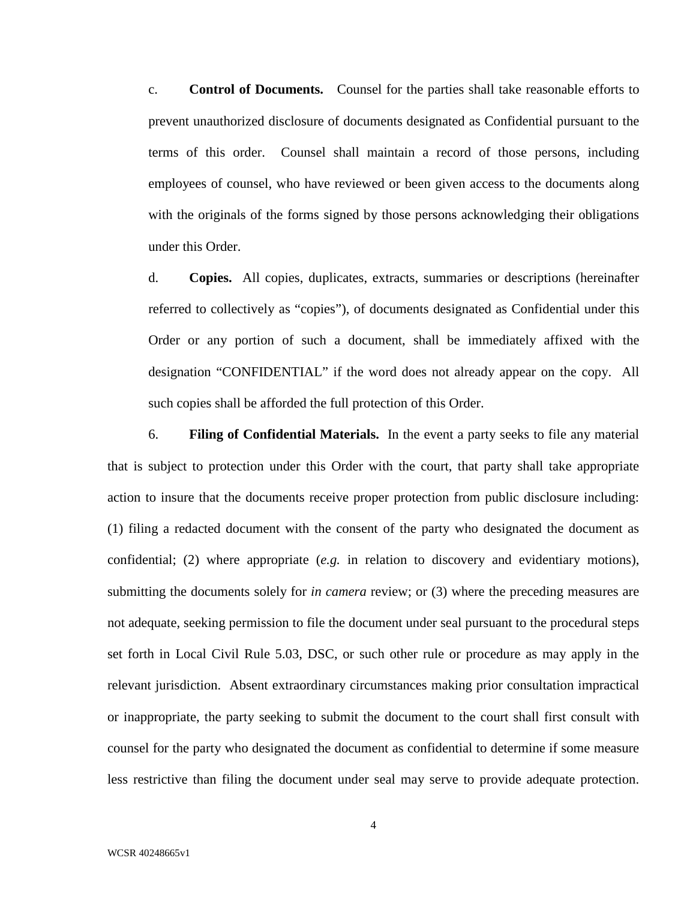c. **Control of Documents.** Counsel for the parties shall take reasonable efforts to prevent unauthorized disclosure of documents designated as Confidential pursuant to the terms of this order. Counsel shall maintain a record of those persons, including employees of counsel, who have reviewed or been given access to the documents along with the originals of the forms signed by those persons acknowledging their obligations under this Order.

d. **Copies.** All copies, duplicates, extracts, summaries or descriptions (hereinafter referred to collectively as "copies"), of documents designated as Confidential under this Order or any portion of such a document, shall be immediately affixed with the designation "CONFIDENTIAL" if the word does not already appear on the copy. All such copies shall be afforded the full protection of this Order.

6. **Filing of Confidential Materials.** In the event a party seeks to file any material that is subject to protection under this Order with the court, that party shall take appropriate action to insure that the documents receive proper protection from public disclosure including: (1) filing a redacted document with the consent of the party who designated the document as confidential; (2) where appropriate (*e.g.* in relation to discovery and evidentiary motions), submitting the documents solely for *in camera* review; or (3) where the preceding measures are not adequate, seeking permission to file the document under seal pursuant to the procedural steps set forth in Local Civil Rule 5.03, DSC, or such other rule or procedure as may apply in the relevant jurisdiction. Absent extraordinary circumstances making prior consultation impractical or inappropriate, the party seeking to submit the document to the court shall first consult with counsel for the party who designated the document as confidential to determine if some measure less restrictive than filing the document under seal may serve to provide adequate protection.

WCSR 40248665v1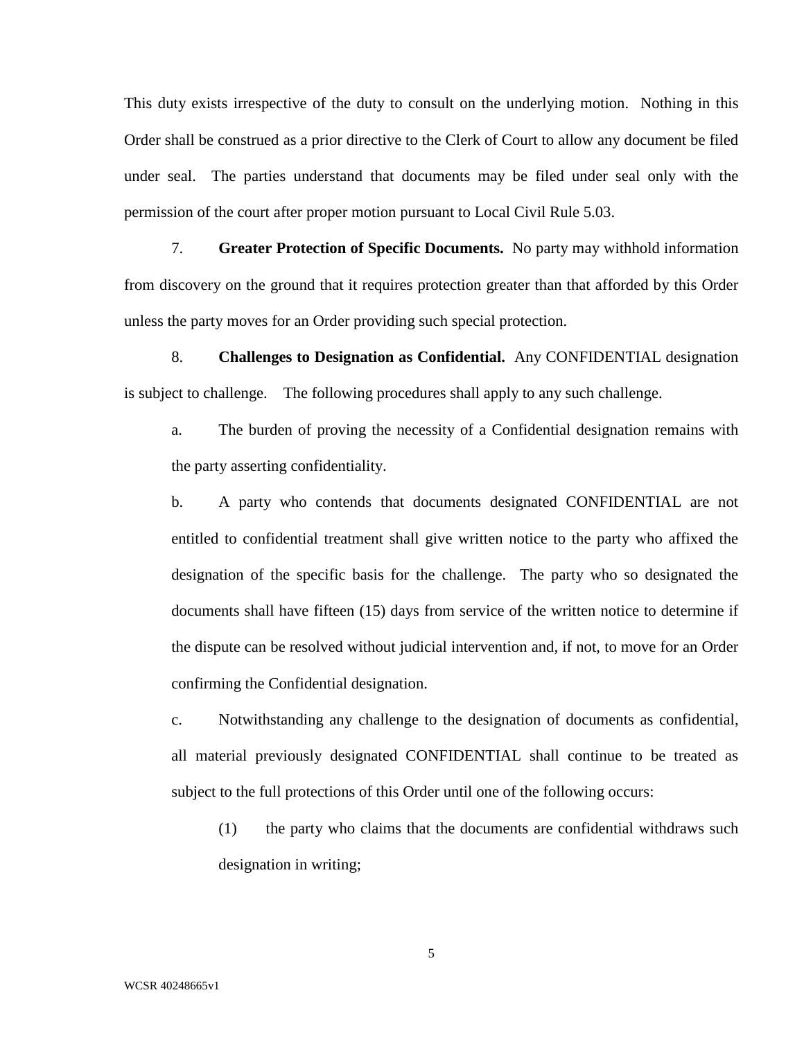This duty exists irrespective of the duty to consult on the underlying motion. Nothing in this Order shall be construed as a prior directive to the Clerk of Court to allow any document be filed under seal. The parties understand that documents may be filed under seal only with the permission of the court after proper motion pursuant to Local Civil Rule 5.03.

7. **Greater Protection of Specific Documents.** No party may withhold information from discovery on the ground that it requires protection greater than that afforded by this Order unless the party moves for an Order providing such special protection.

8. **Challenges to Designation as Confidential.** Any CONFIDENTIAL designation is subject to challenge. The following procedures shall apply to any such challenge.

a. The burden of proving the necessity of a Confidential designation remains with the party asserting confidentiality.

b. A party who contends that documents designated CONFIDENTIAL are not entitled to confidential treatment shall give written notice to the party who affixed the designation of the specific basis for the challenge. The party who so designated the documents shall have fifteen (15) days from service of the written notice to determine if the dispute can be resolved without judicial intervention and, if not, to move for an Order confirming the Confidential designation.

c. Notwithstanding any challenge to the designation of documents as confidential, all material previously designated CONFIDENTIAL shall continue to be treated as subject to the full protections of this Order until one of the following occurs:

(1) the party who claims that the documents are confidential withdraws such designation in writing;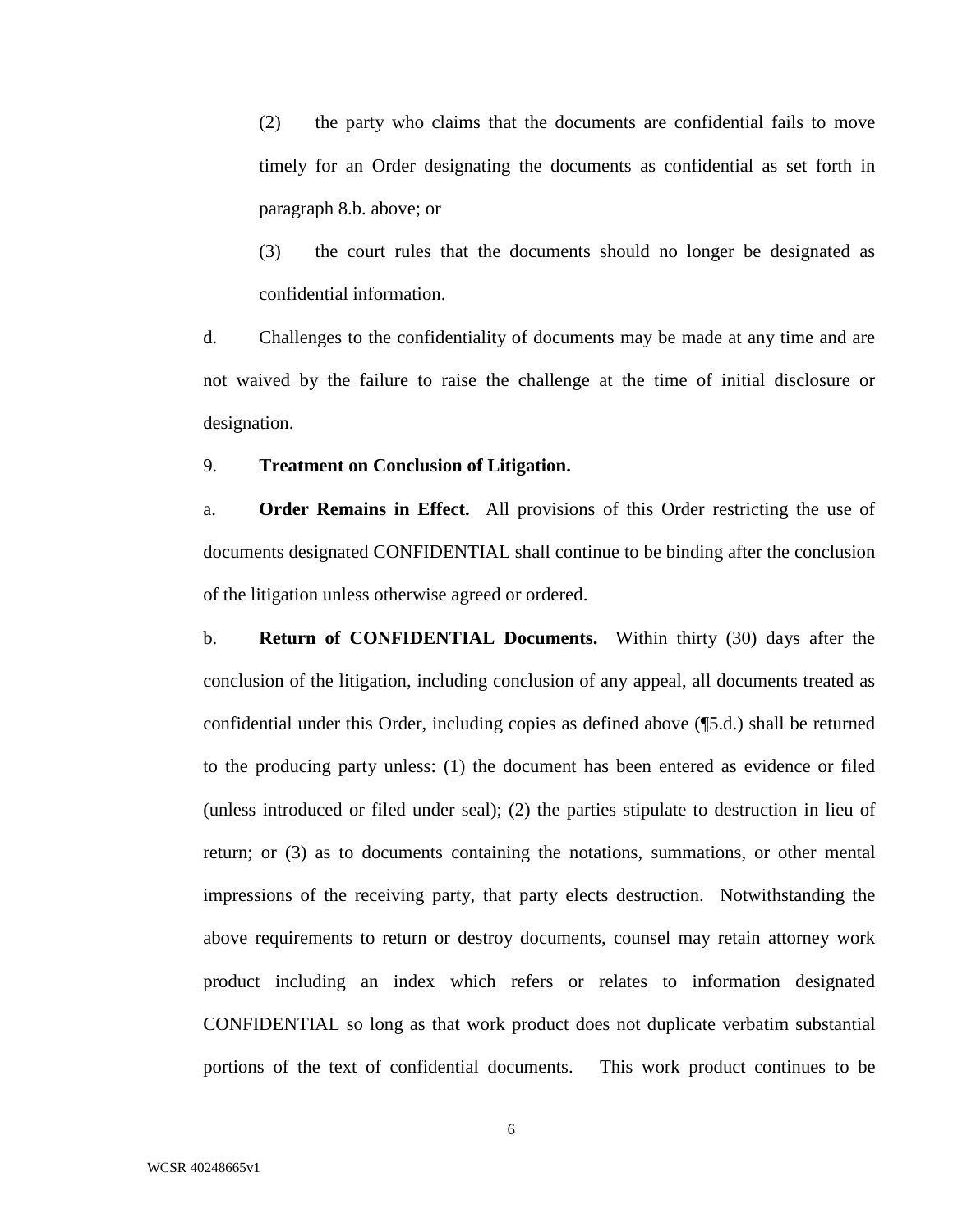(2) the party who claims that the documents are confidential fails to move timely for an Order designating the documents as confidential as set forth in paragraph 8.b. above; or

(3) the court rules that the documents should no longer be designated as confidential information.

d. Challenges to the confidentiality of documents may be made at any time and are not waived by the failure to raise the challenge at the time of initial disclosure or designation.

9. **Treatment on Conclusion of Litigation.**

a. **Order Remains in Effect.** All provisions of this Order restricting the use of documents designated CONFIDENTIAL shall continue to be binding after the conclusion of the litigation unless otherwise agreed or ordered.

b. **Return of CONFIDENTIAL Documents.** Within thirty (30) days after the conclusion of the litigation, including conclusion of any appeal, all documents treated as confidential under this Order, including copies as defined above (¶5.d.) shall be returned to the producing party unless: (1) the document has been entered as evidence or filed (unless introduced or filed under seal); (2) the parties stipulate to destruction in lieu of return; or (3) as to documents containing the notations, summations, or other mental impressions of the receiving party, that party elects destruction. Notwithstanding the above requirements to return or destroy documents, counsel may retain attorney work product including an index which refers or relates to information designated CONFIDENTIAL so long as that work product does not duplicate verbatim substantial portions of the text of confidential documents. This work product continues to be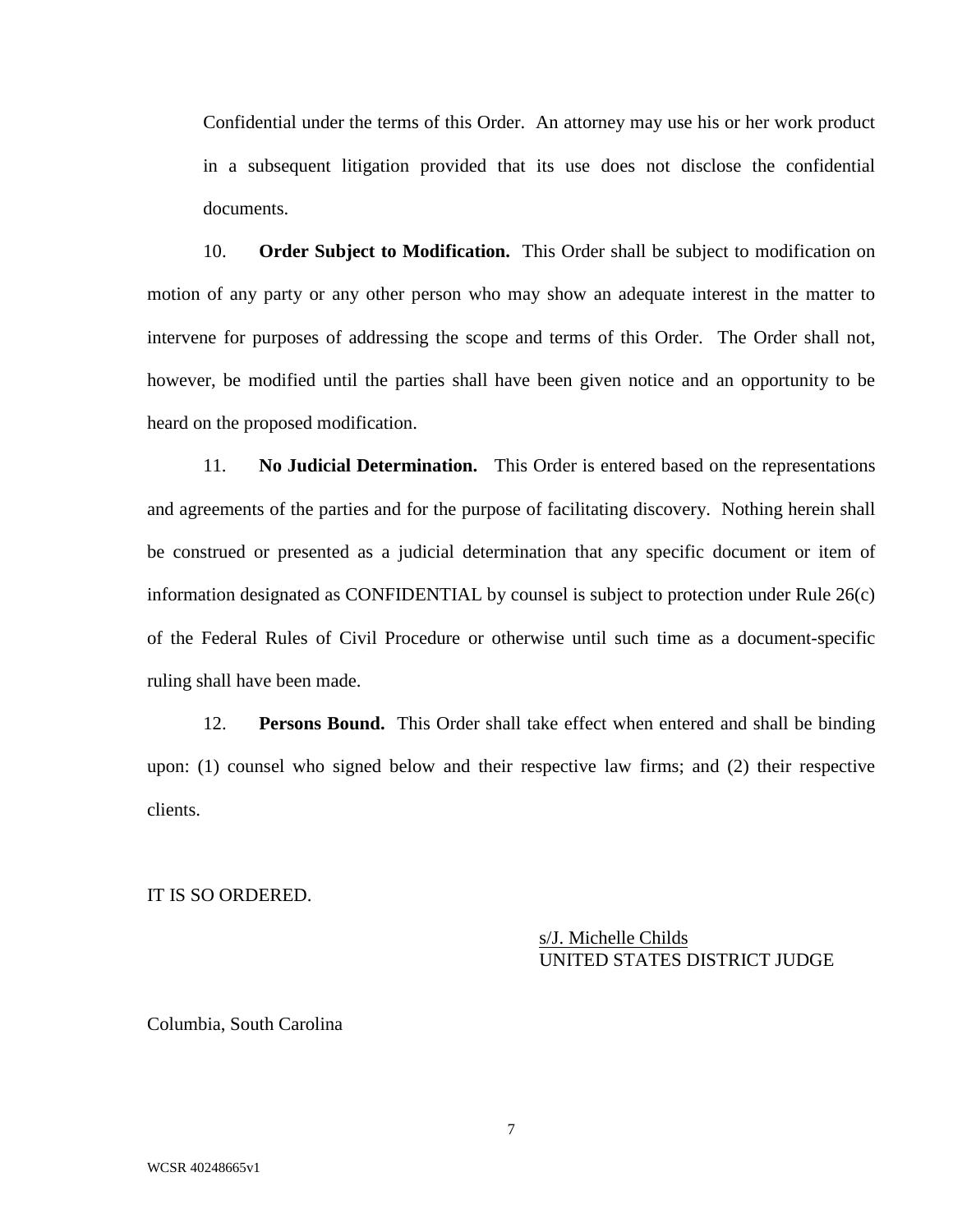Confidential under the terms of this Order. An attorney may use his or her work product in a subsequent litigation provided that its use does not disclose the confidential documents.

10. **Order Subject to Modification.** This Order shall be subject to modification on motion of any party or any other person who may show an adequate interest in the matter to intervene for purposes of addressing the scope and terms of this Order. The Order shall not, however, be modified until the parties shall have been given notice and an opportunity to be heard on the proposed modification.

11. **No Judicial Determination.** This Order is entered based on the representations and agreements of the parties and for the purpose of facilitating discovery. Nothing herein shall be construed or presented as a judicial determination that any specific document or item of information designated as CONFIDENTIAL by counsel is subject to protection under Rule 26(c) of the Federal Rules of Civil Procedure or otherwise until such time as a document-specific ruling shall have been made.

12. **Persons Bound.** This Order shall take effect when entered and shall be binding upon: (1) counsel who signed below and their respective law firms; and (2) their respective clients.

IT IS SO ORDERED.

s/J. Michelle Childs
UNITED STATES DISTRICT JUDGE

Columbia, South Carolina

WCSR 40248665v1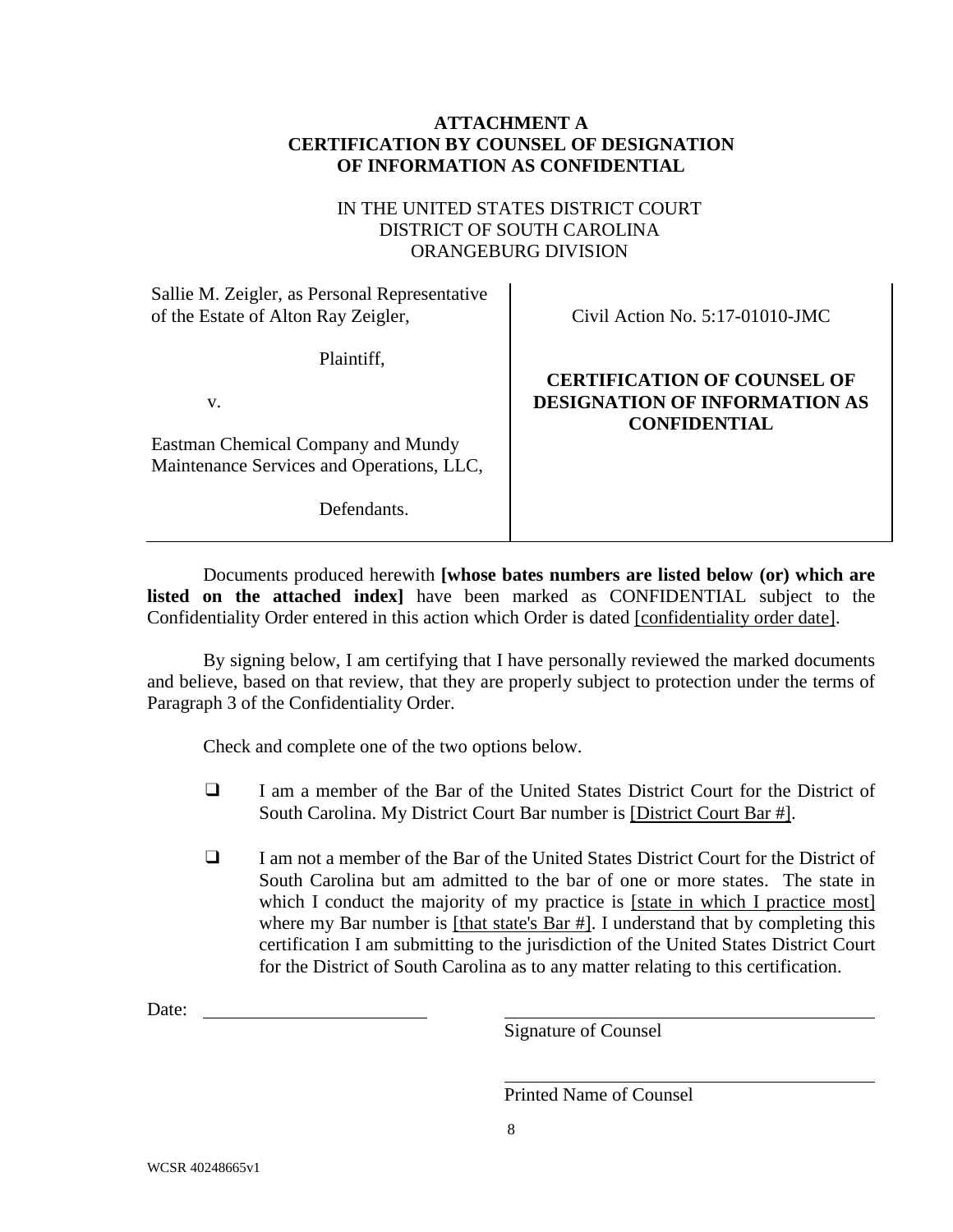**ATTACHMENT A**
**CERTIFICATION BY COUNSEL OF DESIGNATION OF INFORMATION AS CONFIDENTIAL**

IN THE UNITED STATES DISTRICT COURT
DISTRICT OF SOUTH CAROLINA
ORANGEBURG DIVISION

| | |
|---|---|
| Sallie M. Zeigler, as Personal Representative of the Estate of Alton Ray Zeigler,<br><br>Plaintiff,<br><br>v.<br><br>Eastman Chemical Company and Mundy Maintenance Services and Operations, LLC,<br><br>Defendants. | Civil Action No. 5:17-01010-JMC<br><br>**CERTIFICATION OF COUNSEL OF DESIGNATION OF INFORMATION AS CONFIDENTIAL** |

Documents produced herewith **[whose bates numbers are listed below (or) which are listed on the attached index]** have been marked as CONFIDENTIAL subject to the Confidentiality Order entered in this action which Order is dated [confidentiality order date].

By signing below, I am certifying that I have personally reviewed the marked documents and believe, based on that review, that they are properly subject to protection under the terms of Paragraph 3 of the Confidentiality Order.

Check and complete one of the two options below.

- ❑ I am a member of the Bar of the United States District Court for the District of South Carolina. My District Court Bar number is [District Court Bar #].

- ❑ I am not a member of the Bar of the United States District Court for the District of South Carolina but am admitted to the bar of one or more states. The state in which I conduct the majority of my practice is [state in which I practice most] where my Bar number is [that state's Bar #]. I understand that by completing this certification I am submitting to the jurisdiction of the United States District Court for the District of South Carolina as to any matter relating to this certification.

Date: ____________________

____________________________
Signature of Counsel

____________________________
Printed Name of Counsel

WCSR 40248665v1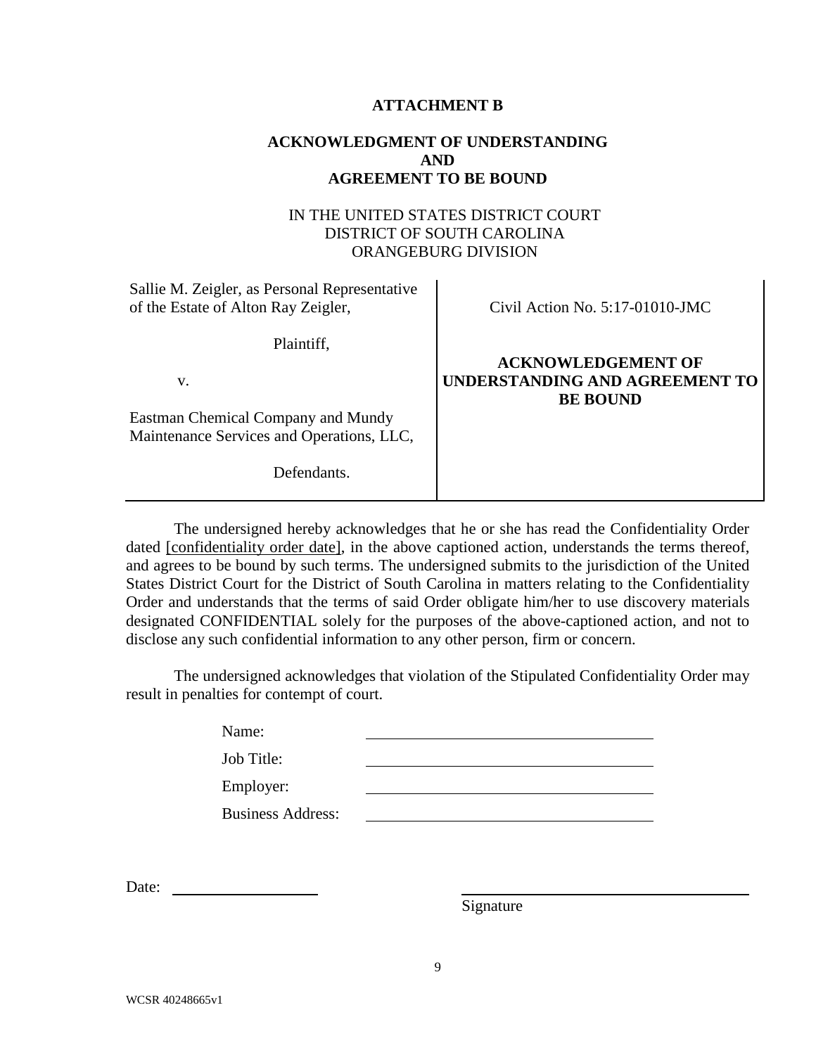**ATTACHMENT B**

**ACKNOWLEDGMENT OF UNDERSTANDING**
**AND**
**AGREEMENT TO BE BOUND**

IN THE UNITED STATES DISTRICT COURT
DISTRICT OF SOUTH CAROLINA
ORANGEBURG DIVISION

| | |
|---|---|
| Sallie M. Zeigler, as Personal Representative of the Estate of Alton Ray Zeigler,<br><br>Plaintiff,<br><br>v.<br><br>Eastman Chemical Company and Mundy Maintenance Services and Operations, LLC,<br><br>Defendants. | Civil Action No. 5:17-01010-JMC<br><br>**ACKNOWLEDGEMENT OF UNDERSTANDING AND AGREEMENT TO BE BOUND** |

The undersigned hereby acknowledges that he or she has read the Confidentiality Order dated [confidentiality order date], in the above captioned action, understands the terms thereof, and agrees to be bound by such terms. The undersigned submits to the jurisdiction of the United States District Court for the District of South Carolina in matters relating to the Confidentiality Order and understands that the terms of said Order obligate him/her to use discovery materials designated CONFIDENTIAL solely for the purposes of the above-captioned action, and not to disclose any such confidential information to any other person, firm or concern.

The undersigned acknowledges that violation of the Stipulated Confidentiality Order may result in penalties for contempt of court.

Name: ______________________________

Job Title: ______________________________

Employer: ______________________________

Business Address: ______________________________

Date: ____________________

______________________________
Signature

WCSR 40248665v1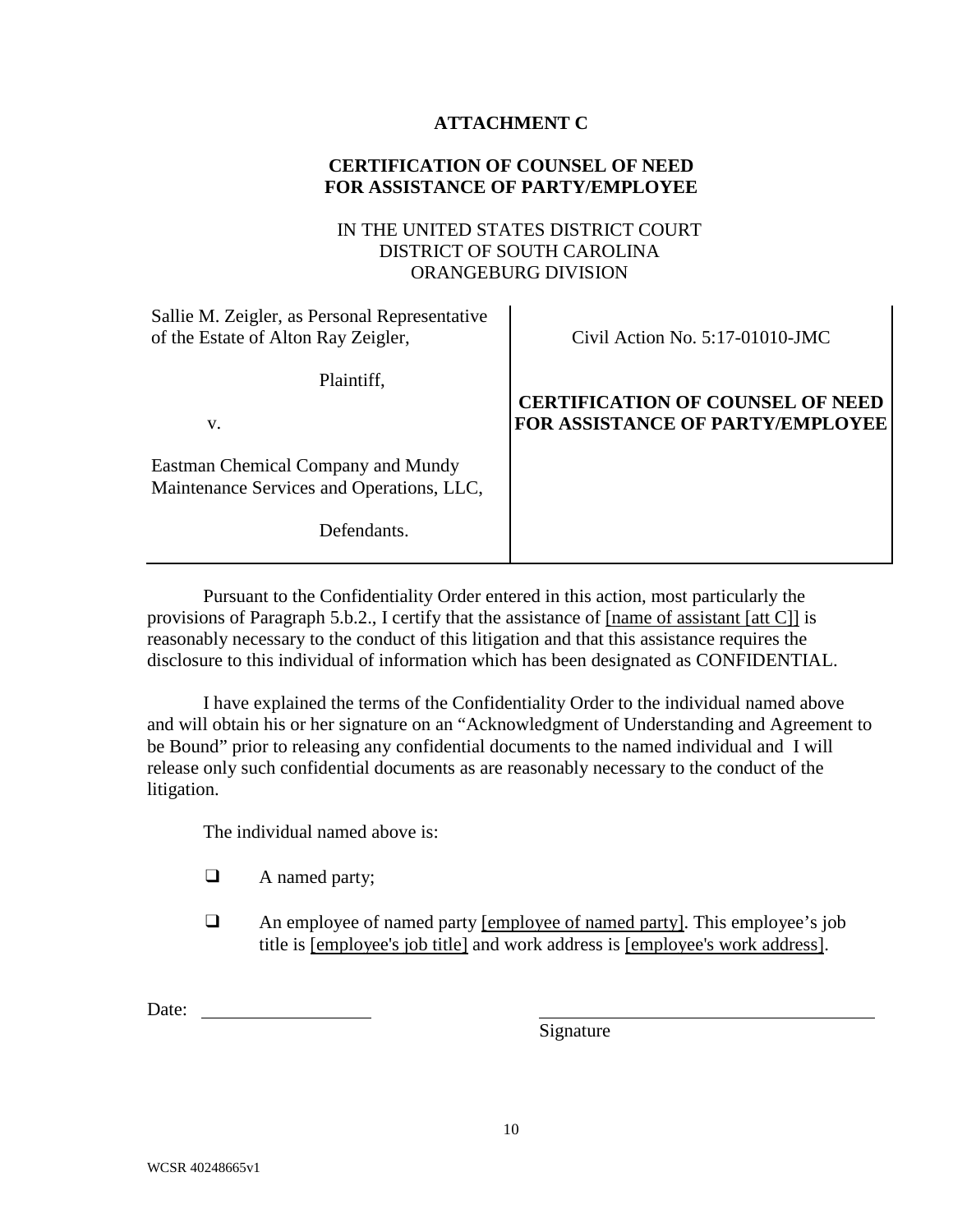**ATTACHMENT C**

**CERTIFICATION OF COUNSEL OF NEED FOR ASSISTANCE OF PARTY/EMPLOYEE**

IN THE UNITED STATES DISTRICT COURT
DISTRICT OF SOUTH CAROLINA
ORANGEBURG DIVISION

| | |
|---|---|
| Sallie M. Zeigler, as Personal Representative of the Estate of Alton Ray Zeigler,<br><br>Plaintiff,<br><br>v.<br><br>Eastman Chemical Company and Mundy Maintenance Services and Operations, LLC,<br><br>Defendants. | Civil Action No. 5:17-01010-JMC<br><br>**CERTIFICATION OF COUNSEL OF NEED FOR ASSISTANCE OF PARTY/EMPLOYEE** |

Pursuant to the Confidentiality Order entered in this action, most particularly the provisions of Paragraph 5.b.2., I certify that the assistance of [name of assistant [att C]] is reasonably necessary to the conduct of this litigation and that this assistance requires the disclosure to this individual of information which has been designated as CONFIDENTIAL.

I have explained the terms of the Confidentiality Order to the individual named above and will obtain his or her signature on an "Acknowledgment of Understanding and Agreement to be Bound" prior to releasing any confidential documents to the named individual and I will release only such confidential documents as are reasonably necessary to the conduct of the litigation.

The individual named above is:

- ❑ A named party;
- ❑ An employee of named party [employee of named party]. This employee's job title is [employee's job title] and work address is [employee's work address].

Date: \_\_\_\_\_\_\_\_\_\_\_\_\_\_\_\_\_\_

\_\_\_\_\_\_\_\_\_\_\_\_\_\_\_\_\_\_\_\_\_\_\_\_\_\_\_\_\_\_\_\_\_\_\_\_
Signature

WCSR 40248665v1